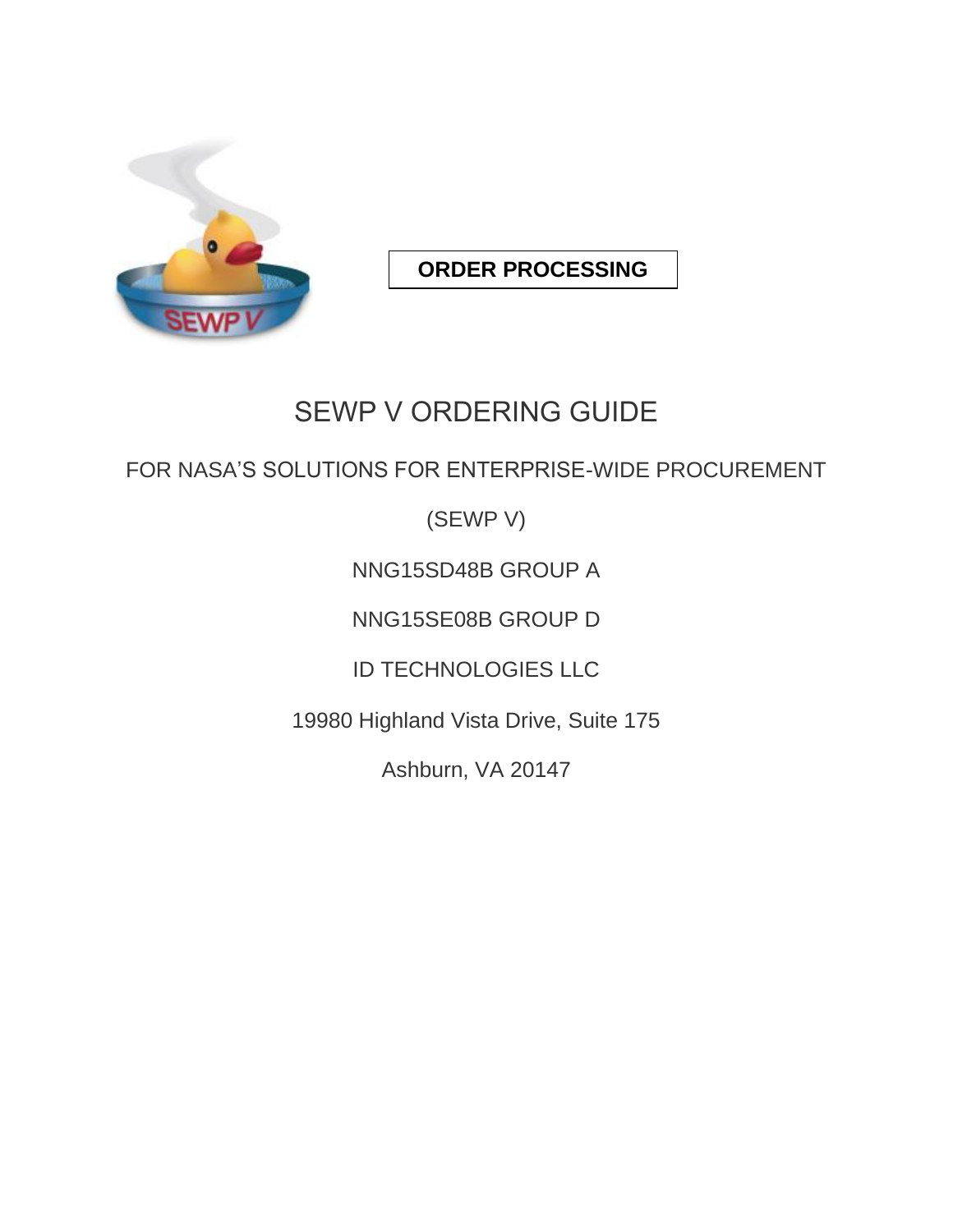**ORDER PROCESSING**

# SEWP V ORDERING GUIDE

FOR NASA'S SOLUTIONS FOR ENTERPRISE-WIDE PROCUREMENT

(SEWP V)

NNG15SD48B GROUP A

NNG15SE08B GROUP D

ID TECHNOLOGIES LLC

19980 Highland Vista Drive, Suite 175

Ashburn, VA 20147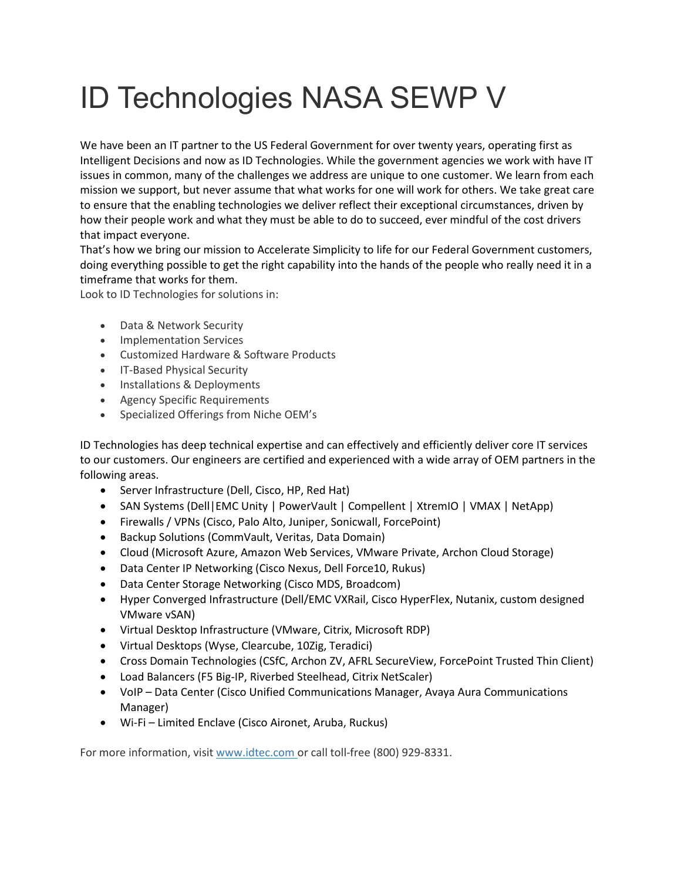# ID Technologies NASA SEWP V

We have been an IT partner to the US Federal Government for over twenty years, operating first as Intelligent Decisions and now as ID Technologies. While the government agencies we work with have IT issues in common, many of the challenges we address are unique to one customer. We learn from each mission we support, but never assume that what works for one will work for others. We take great care to ensure that the enabling technologies we deliver reflect their exceptional circumstances, driven by how their people work and what they must be able to do to succeed, ever mindful of the cost drivers that impact everyone.

That's how we bring our mission to Accelerate Simplicity to life for our Federal Government customers, doing everything possible to get the right capability into the hands of the people who really need it in a timeframe that works for them.

Look to ID Technologies for solutions in:

- Data & Network Security
- Implementation Services
- Customized Hardware & Software Products
- IT-Based Physical Security
- Installations & Deployments
- Agency Specific Requirements
- Specialized Offerings from Niche OEM's

ID Technologies has deep technical expertise and can effectively and efficiently deliver core IT services to our customers. Our engineers are certified and experienced with a wide array of OEM partners in the following areas.

- Server Infrastructure (Dell, Cisco, HP, Red Hat)
- SAN Systems (Dell|EMC Unity | PowerVault | Compellent | XtremIO | VMAX | NetApp)
- Firewalls / VPNs (Cisco, Palo Alto, Juniper, Sonicwall, ForcePoint)
- Backup Solutions (CommVault, Veritas, Data Domain)
- Cloud (Microsoft Azure, Amazon Web Services, VMware Private, Archon Cloud Storage)
- Data Center IP Networking (Cisco Nexus, Dell Force10, Rukus)
- Data Center Storage Networking (Cisco MDS, Broadcom)
- Hyper Converged Infrastructure (Dell/EMC VXRail, Cisco HyperFlex, Nutanix, custom designed VMware vSAN)
- Virtual Desktop Infrastructure (VMware, Citrix, Microsoft RDP)
- Virtual Desktops (Wyse, Clearcube, 10Zig, Teradici)
- Cross Domain Technologies (CSfC, Archon ZV, AFRL SecureView, ForcePoint Trusted Thin Client)
- Load Balancers (F5 Big-IP, Riverbed Steelhead, Citrix NetScaler)
- VoIP – Data Center (Cisco Unified Communications Manager, Avaya Aura Communications Manager)
- Wi-Fi – Limited Enclave (Cisco Aironet, Aruba, Ruckus)

For more information, visit [www.idtec.com](http://www.idtec.com) or call toll-free (800) 929-8331.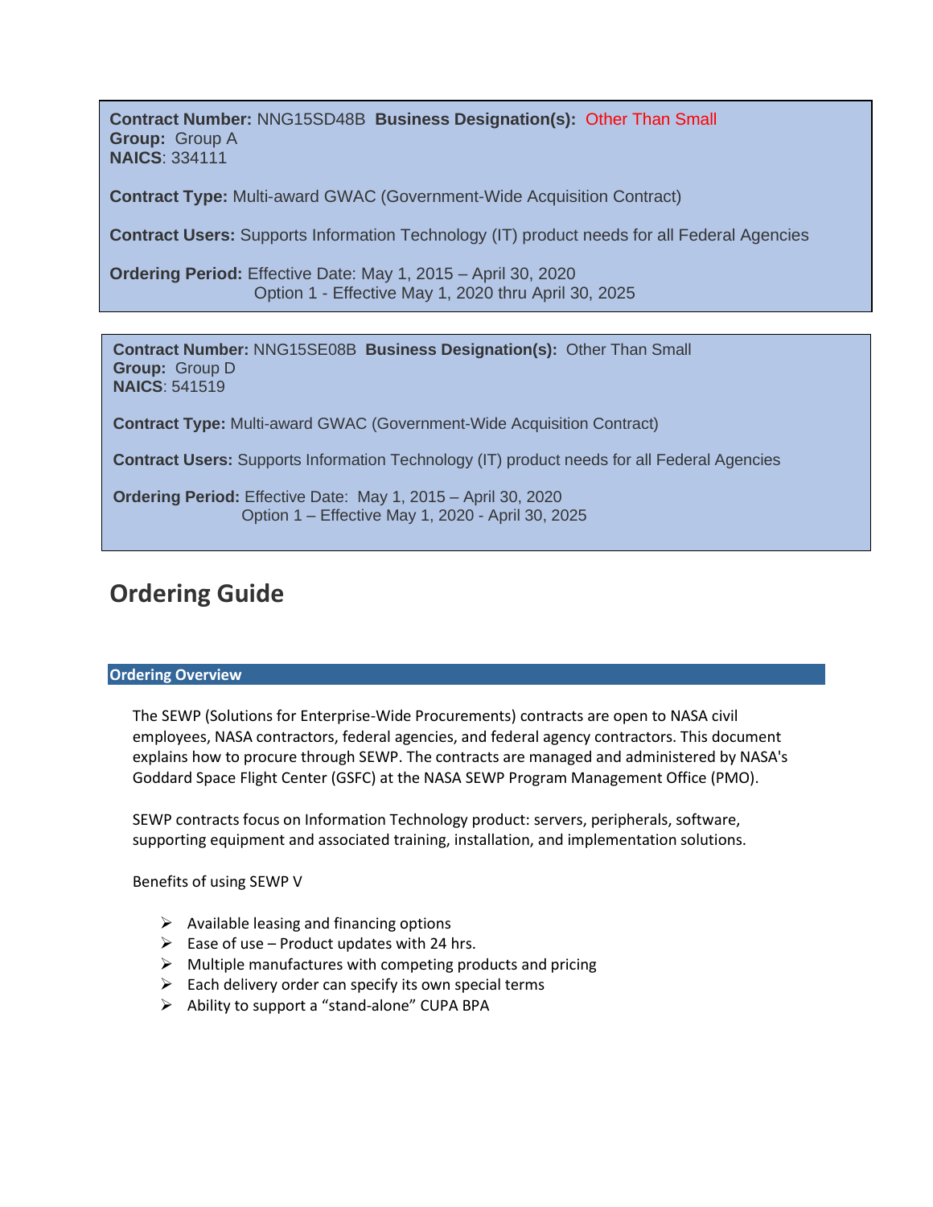**Contract Number:** NNG15SD48B **Business Designation(s):** Other Than Small
**Group:** Group A
**NAICS**: 334111

**Contract Type:** Multi-award GWAC (Government-Wide Acquisition Contract)

**Contract Users:** Supports Information Technology (IT) product needs for all Federal Agencies

**Ordering Period:** Effective Date: May 1, 2015 – April 30, 2020
Option 1 - Effective May 1, 2020 thru April 30, 2025

**Contract Number:** NNG15SE08B **Business Designation(s):** Other Than Small
**Group:** Group D
**NAICS**: 541519

**Contract Type:** Multi-award GWAC (Government-Wide Acquisition Contract)

**Contract Users:** Supports Information Technology (IT) product needs for all Federal Agencies

**Ordering Period:** Effective Date: May 1, 2015 – April 30, 2020
Option 1 – Effective May 1, 2020 - April 30, 2025

# Ordering Guide

## Ordering Overview

The SEWP (Solutions for Enterprise-Wide Procurements) contracts are open to NASA civil employees, NASA contractors, federal agencies, and federal agency contractors. This document explains how to procure through SEWP. The contracts are managed and administered by NASA's Goddard Space Flight Center (GSFC) at the NASA SEWP Program Management Office (PMO).

SEWP contracts focus on Information Technology product: servers, peripherals, software, supporting equipment and associated training, installation, and implementation solutions.

Benefits of using SEWP V

- Available leasing and financing options
- Ease of use – Product updates with 24 hrs.
- Multiple manufactures with competing products and pricing
- Each delivery order can specify its own special terms
- Ability to support a "stand-alone" CUPA BPA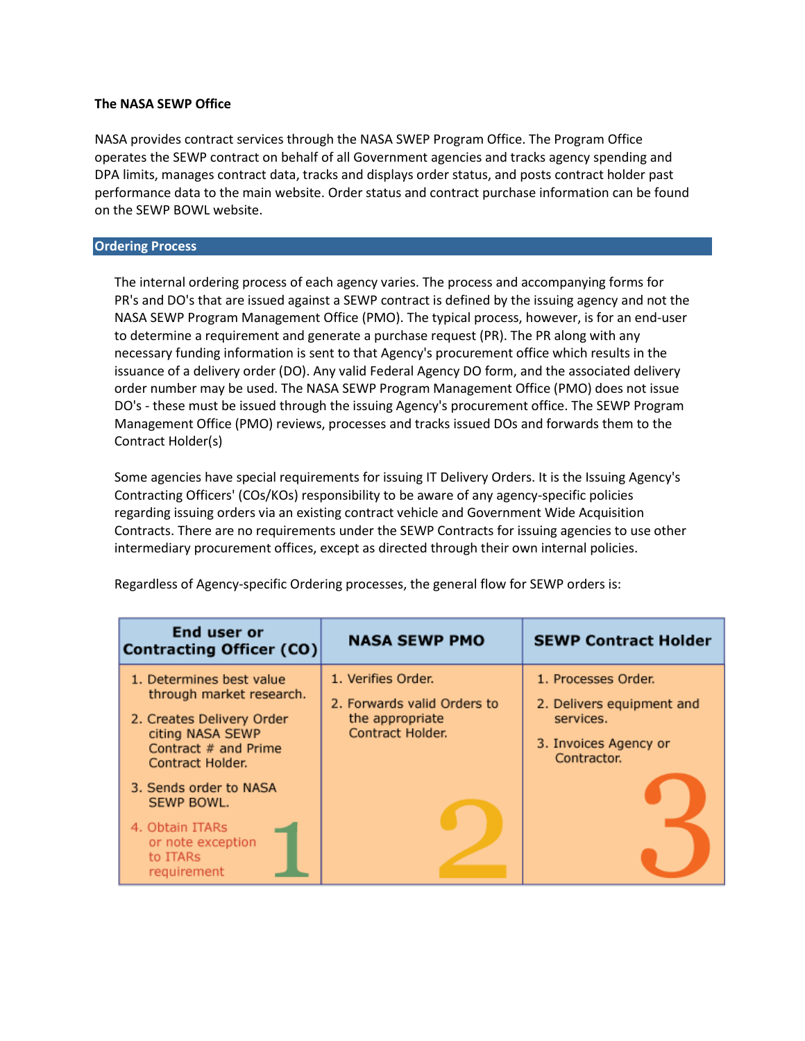**The NASA SEWP Office**

NASA provides contract services through the NASA SWEP Program Office. The Program Office operates the SEWP contract on behalf of all Government agencies and tracks agency spending and DPA limits, manages contract data, tracks and displays order status, and posts contract holder past performance data to the main website. Order status and contract purchase information can be found on the SEWP BOWL website.

## Ordering Process

The internal ordering process of each agency varies. The process and accompanying forms for PR's and DO's that are issued against a SEWP contract is defined by the issuing agency and not the NASA SEWP Program Management Office (PMO). The typical process, however, is for an end-user to determine a requirement and generate a purchase request (PR). The PR along with any necessary funding information is sent to that Agency's procurement office which results in the issuance of a delivery order (DO). Any valid Federal Agency DO form, and the associated delivery order number may be used. The NASA SEWP Program Management Office (PMO) does not issue DO's - these must be issued through the issuing Agency's procurement office. The SEWP Program Management Office (PMO) reviews, processes and tracks issued DOs and forwards them to the Contract Holder(s)

Some agencies have special requirements for issuing IT Delivery Orders. It is the Issuing Agency's Contracting Officers' (COs/KOs) responsibility to be aware of any agency-specific policies regarding issuing orders via an existing contract vehicle and Government Wide Acquisition Contracts. There are no requirements under the SEWP Contracts for issuing agencies to use other intermediary procurement offices, except as directed through their own internal policies.

Regardless of Agency-specific Ordering processes, the general flow for SEWP orders is:

| End user or Contracting Officer (CO) | NASA SEWP PMO | SEWP Contract Holder |
|---|---|---|
| 1. Determines best value through market research.<br>2. Creates Delivery Order citing NASA SEWP Contract # and Prime Contract Holder.<br>3. Sends order to NASA SEWP BOWL.<br>4. Obtain ITARs or note exception to ITARs requirement<br>1 | 1. Verifies Order.<br>2. Forwards valid Orders to the appropriate Contract Holder.<br>2 | 1. Processes Order.<br>2. Delivers equipment and services.<br>3. Invoices Agency or Contractor.<br>3 |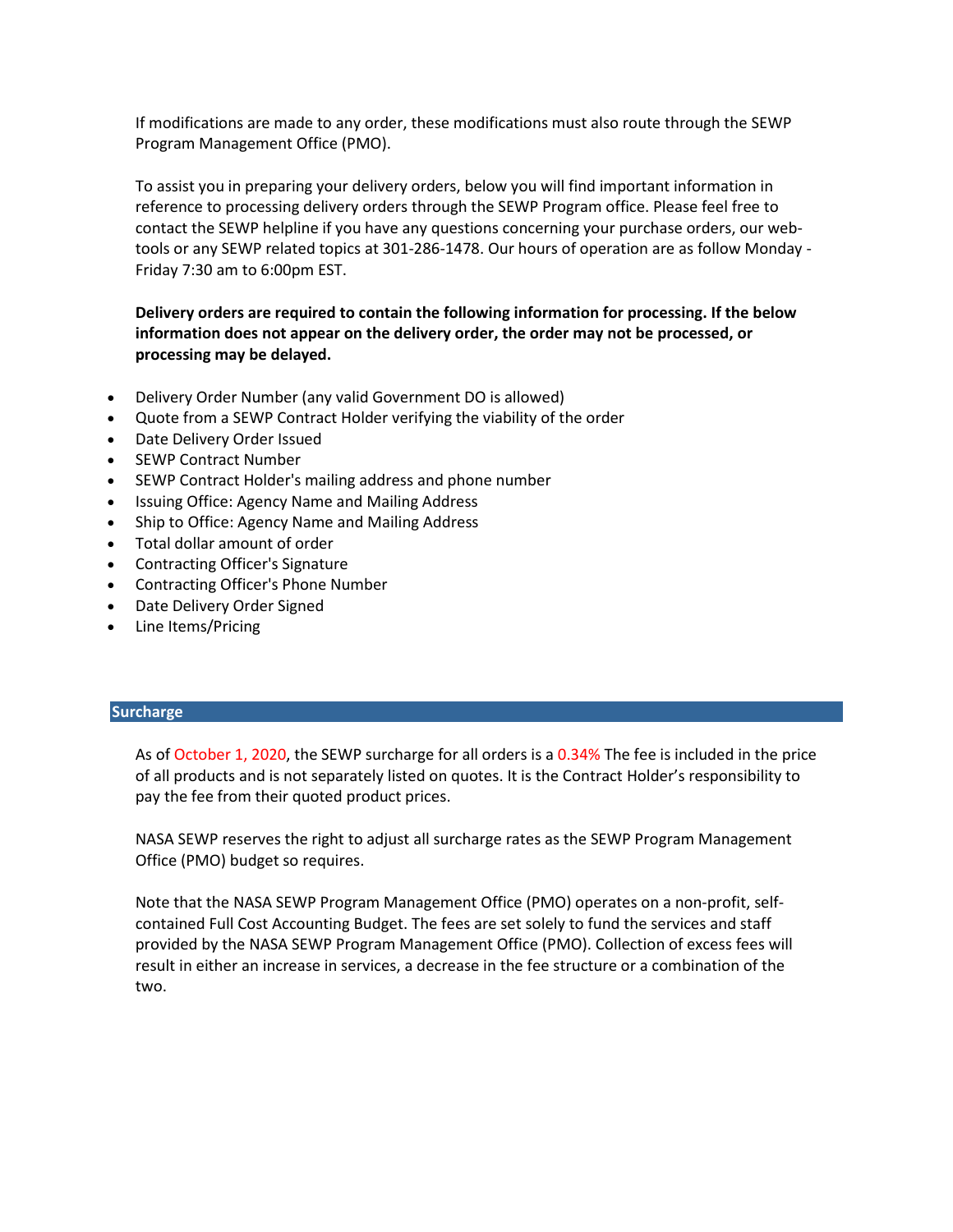If modifications are made to any order, these modifications must also route through the SEWP Program Management Office (PMO).

To assist you in preparing your delivery orders, below you will find important information in reference to processing delivery orders through the SEWP Program office. Please feel free to contact the SEWP helpline if you have any questions concerning your purchase orders, our web-tools or any SEWP related topics at 301-286-1478. Our hours of operation are as follow Monday - Friday 7:30 am to 6:00pm EST.

**Delivery orders are required to contain the following information for processing. If the below information does not appear on the delivery order, the order may not be processed, or processing may be delayed.**

- Delivery Order Number (any valid Government DO is allowed)
- Quote from a SEWP Contract Holder verifying the viability of the order
- Date Delivery Order Issued
- SEWP Contract Number
- SEWP Contract Holder's mailing address and phone number
- Issuing Office: Agency Name and Mailing Address
- Ship to Office: Agency Name and Mailing Address
- Total dollar amount of order
- Contracting Officer's Signature
- Contracting Officer's Phone Number
- Date Delivery Order Signed
- Line Items/Pricing

## Surcharge

As of October 1, 2020, the SEWP surcharge for all orders is a 0.34% The fee is included in the price of all products and is not separately listed on quotes. It is the Contract Holder's responsibility to pay the fee from their quoted product prices.

NASA SEWP reserves the right to adjust all surcharge rates as the SEWP Program Management Office (PMO) budget so requires.

Note that the NASA SEWP Program Management Office (PMO) operates on a non-profit, self-contained Full Cost Accounting Budget. The fees are set solely to fund the services and staff provided by the NASA SEWP Program Management Office (PMO). Collection of excess fees will result in either an increase in services, a decrease in the fee structure or a combination of the two.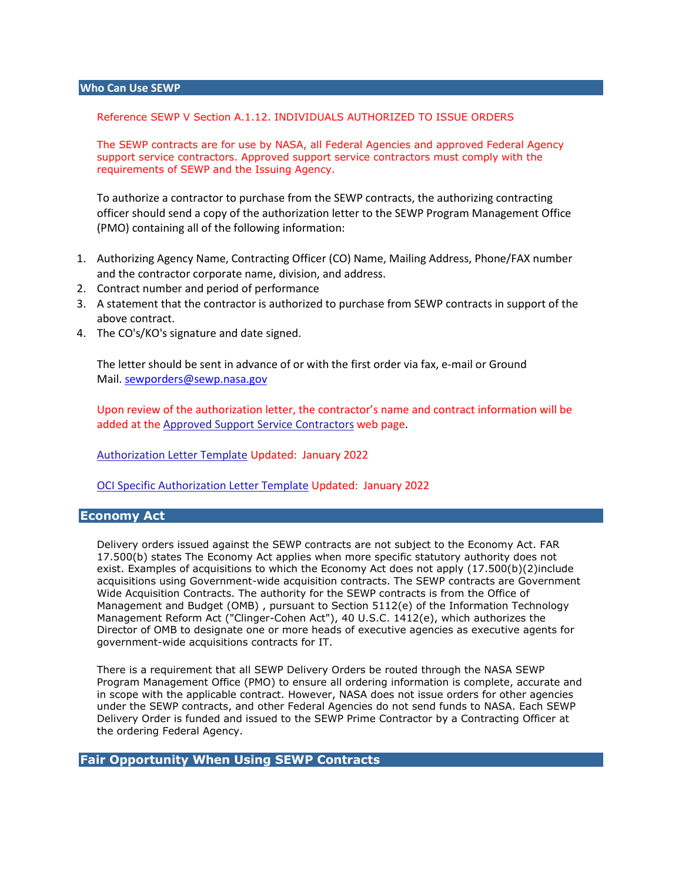## Who Can Use SEWP

Reference SEWP V Section A.1.12. INDIVIDUALS AUTHORIZED TO ISSUE ORDERS

The SEWP contracts are for use by NASA, all Federal Agencies and approved Federal Agency support service contractors. Approved support service contractors must comply with the requirements of SEWP and the Issuing Agency.

To authorize a contractor to purchase from the SEWP contracts, the authorizing contracting officer should send a copy of the authorization letter to the SEWP Program Management Office (PMO) containing all of the following information:

1. Authorizing Agency Name, Contracting Officer (CO) Name, Mailing Address, Phone/FAX number and the contractor corporate name, division, and address.
2. Contract number and period of performance
3. A statement that the contractor is authorized to purchase from SEWP contracts in support of the above contract.
4. The CO's/KO's signature and date signed.

The letter should be sent in advance of or with the first order via fax, e-mail or Ground Mail. sewporders@sewp.nasa.gov

Upon review of the authorization letter, the contractor's name and contract information will be added at the Approved Support Service Contractors web page.

Authorization Letter Template Updated: January 2022

OCI Specific Authorization Letter Template Updated: January 2022

## Economy Act

Delivery orders issued against the SEWP contracts are not subject to the Economy Act. FAR 17.500(b) states The Economy Act applies when more specific statutory authority does not exist. Examples of acquisitions to which the Economy Act does not apply (17.500(b)(2)include acquisitions using Government-wide acquisition contracts. The SEWP contracts are Government Wide Acquisition Contracts. The authority for the SEWP contracts is from the Office of Management and Budget (OMB) , pursuant to Section 5112(e) of the Information Technology Management Reform Act ("Clinger-Cohen Act"), 40 U.S.C. 1412(e), which authorizes the Director of OMB to designate one or more heads of executive agencies as executive agents for government-wide acquisitions contracts for IT.

There is a requirement that all SEWP Delivery Orders be routed through the NASA SEWP Program Management Office (PMO) to ensure all ordering information is complete, accurate and in scope with the applicable contract. However, NASA does not issue orders for other agencies under the SEWP contracts, and other Federal Agencies do not send funds to NASA. Each SEWP Delivery Order is funded and issued to the SEWP Prime Contractor by a Contracting Officer at the ordering Federal Agency.

## Fair Opportunity When Using SEWP Contracts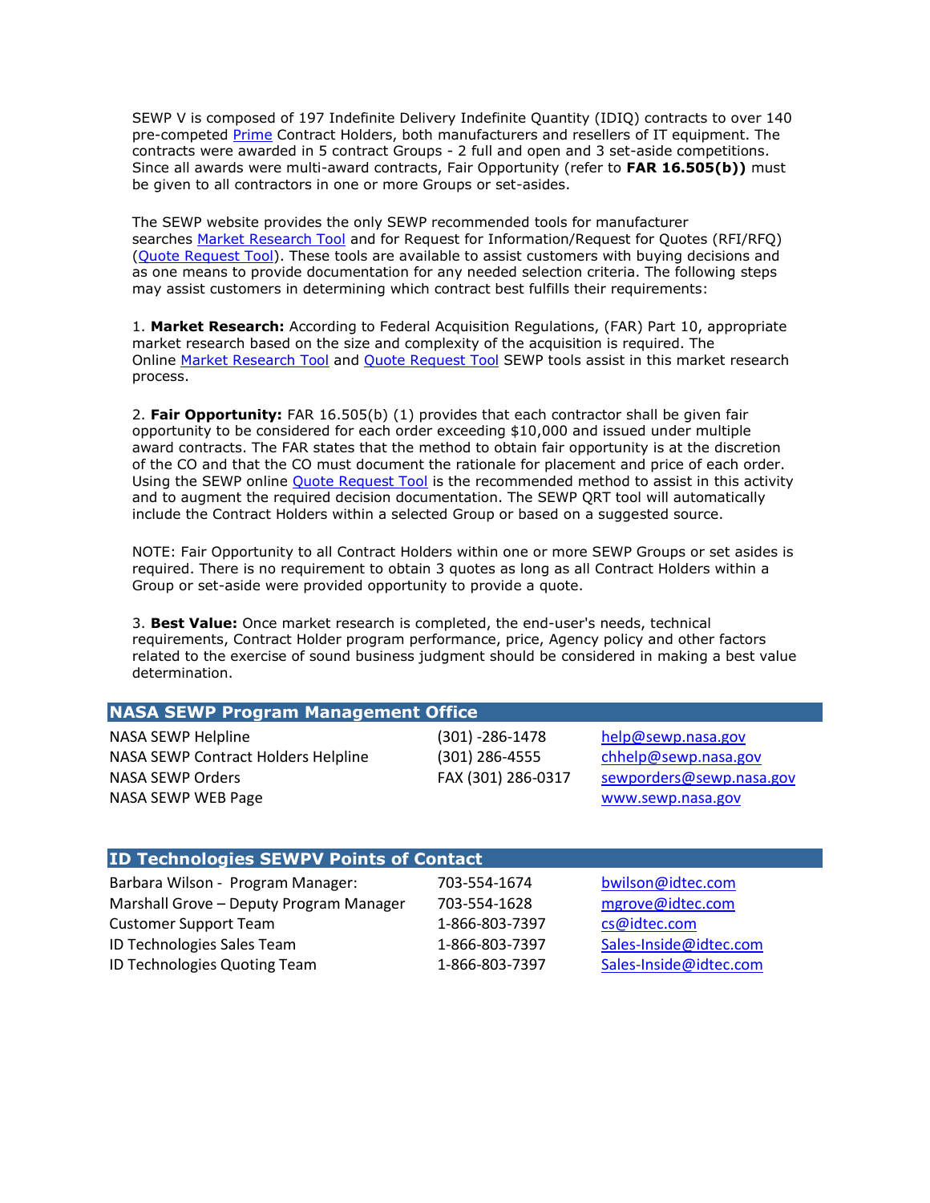SEWP V is composed of 197 Indefinite Delivery Indefinite Quantity (IDIQ) contracts to over 140 pre-competed Prime Contract Holders, both manufacturers and resellers of IT equipment. The contracts were awarded in 5 contract Groups - 2 full and open and 3 set-aside competitions. Since all awards were multi-award contracts, Fair Opportunity (refer to **FAR 16.505(b))** must be given to all contractors in one or more Groups or set-asides.

The SEWP website provides the only SEWP recommended tools for manufacturer searches Market Research Tool and for Request for Information/Request for Quotes (RFI/RFQ) (Quote Request Tool). These tools are available to assist customers with buying decisions and as one means to provide documentation for any needed selection criteria. The following steps may assist customers in determining which contract best fulfills their requirements:

1. **Market Research:** According to Federal Acquisition Regulations, (FAR) Part 10, appropriate market research based on the size and complexity of the acquisition is required. The Online Market Research Tool and Quote Request Tool SEWP tools assist in this market research process.

2. **Fair Opportunity:** FAR 16.505(b) (1) provides that each contractor shall be given fair opportunity to be considered for each order exceeding $10,000 and issued under multiple award contracts. The FAR states that the method to obtain fair opportunity is at the discretion of the CO and that the CO must document the rationale for placement and price of each order. Using the SEWP online Quote Request Tool is the recommended method to assist in this activity and to augment the required decision documentation. The SEWP QRT tool will automatically include the Contract Holders within a selected Group or based on a suggested source.

NOTE: Fair Opportunity to all Contract Holders within one or more SEWP Groups or set asides is required. There is no requirement to obtain 3 quotes as long as all Contract Holders within a Group or set-aside were provided opportunity to provide a quote.

3. **Best Value:** Once market research is completed, the end-user's needs, technical requirements, Contract Holder program performance, price, Agency policy and other factors related to the exercise of sound business judgment should be considered in making a best value determination.

## NASA SEWP Program Management Office

| | | |
|---|---|---|
| NASA SEWP Helpline | (301) -286-1478 | help@sewp.nasa.gov |
| NASA SEWP Contract Holders Helpline | (301) 286-4555 | chhelp@sewp.nasa.gov |
| NASA SEWP Orders | FAX (301) 286-0317 | sewporders@sewp.nasa.gov |
| NASA SEWP WEB Page | | www.sewp.nasa.gov |

## ID Technologies SEWPV Points of Contact

| | | |
|---|---|---|
| Barbara Wilson - Program Manager: | 703-554-1674 | bwilson@idtec.com |
| Marshall Grove – Deputy Program Manager | 703-554-1628 | mgrove@idtec.com |
| Customer Support Team | 1-866-803-7397 | cs@idtec.com |
| ID Technologies Sales Team | 1-866-803-7397 | Sales-Inside@idtec.com |
| ID Technologies Quoting Team | 1-866-803-7397 | Sales-Inside@idtec.com |